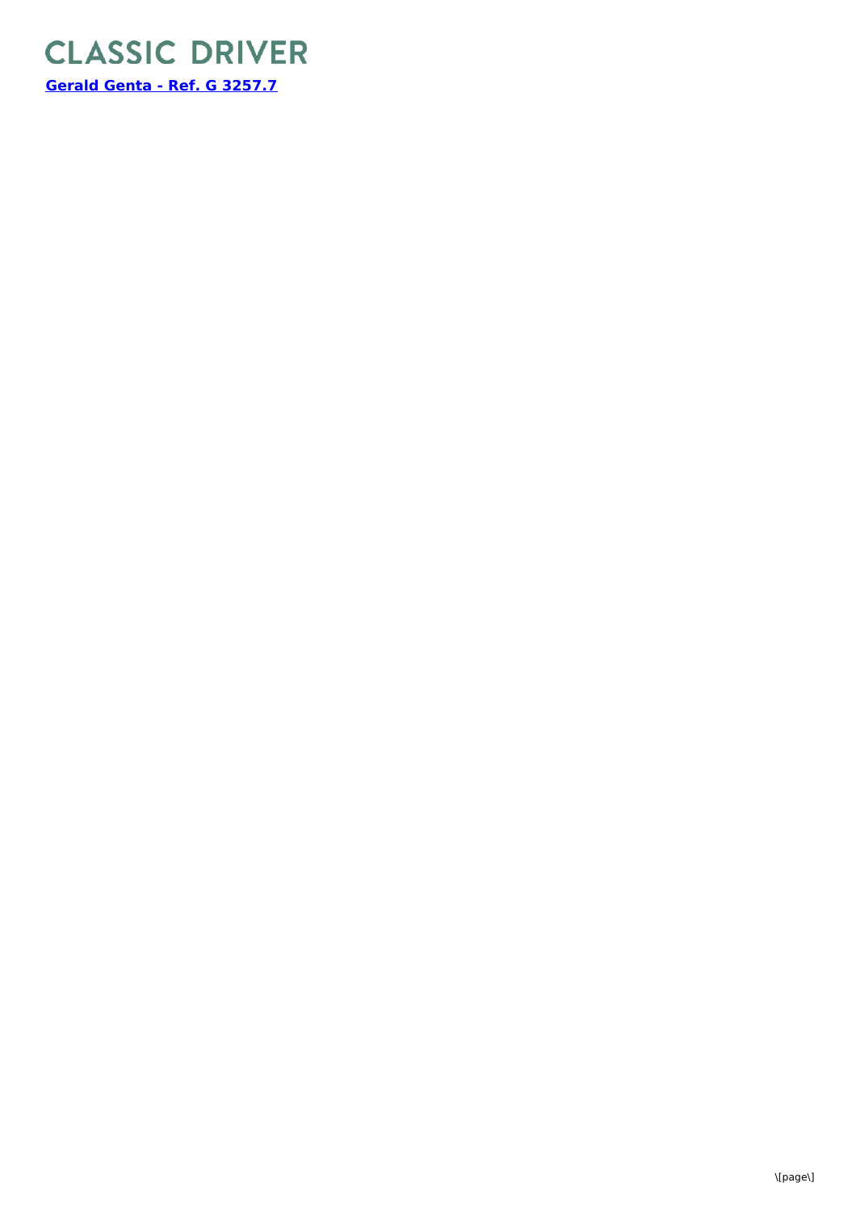# CLASSIC DRIVER

**[Gerald Genta - Ref. G 3257.7]**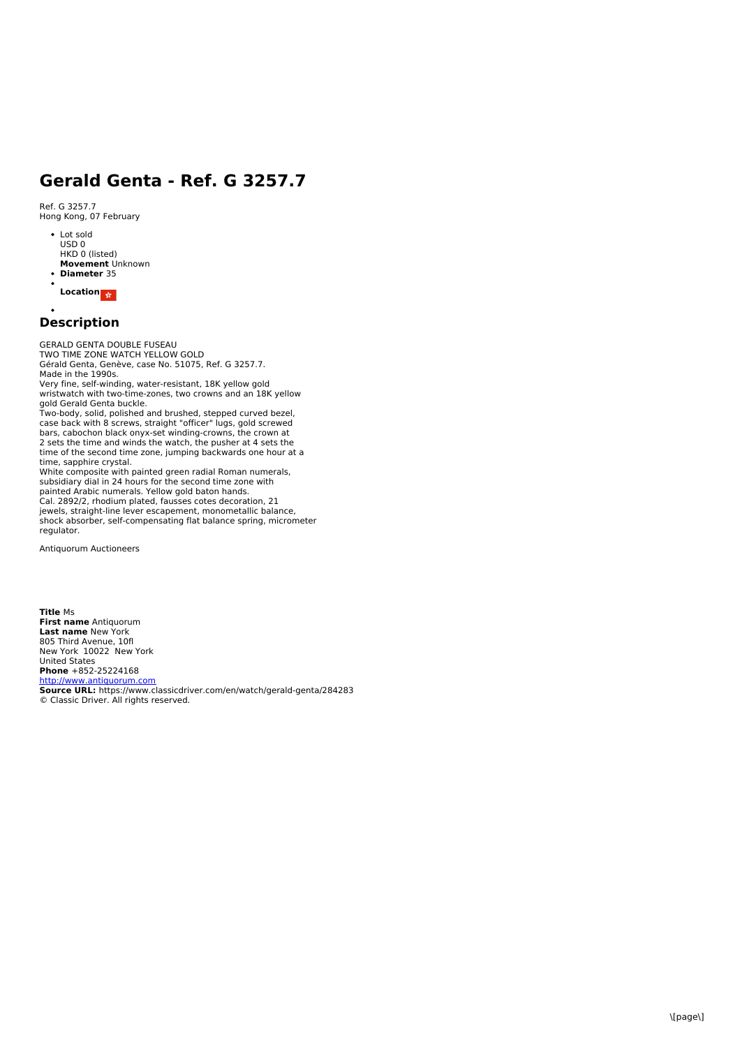# Gerald Genta - Ref. G 3257.7

Ref. G 3257.7
Hong Kong, 07 February

- Lot sold
  USD 0
  HKD 0 (listed)
  **Movement** Unknown
- **Diameter** 35
- **Location**
-

## Description

GERALD GENTA DOUBLE FUSEAU
TWO TIME ZONE WATCH YELLOW GOLD
Gérald Genta, Genève, case No. 51075, Ref. G 3257.7.
Made in the 1990s.
Very fine, self-winding, water-resistant, 18K yellow gold wristwatch with two-time-zones, two crowns and an 18K yellow gold Gerald Genta buckle.
Two-body, solid, polished and brushed, stepped curved bezel, case back with 8 screws, straight "officer" lugs, gold screwed bars, cabochon black onyx-set winding-crowns, the crown at 2 sets the time and winds the watch, the pusher at 4 sets the time of the second time zone, jumping backwards one hour at a time, sapphire crystal.
White composite with painted green radial Roman numerals, subsidiary dial in 24 hours for the second time zone with painted Arabic numerals. Yellow gold baton hands.
Cal. 2892/2, rhodium plated, fausses cotes decoration, 21 jewels, straight-line lever escapement, monometallic balance, shock absorber, self-compensating flat balance spring, micrometer regulator.

Antiquorum Auctioneers

**Title** Ms
**First name** Antiquorum
**Last name** New York
805 Third Avenue, 10fl
New York 10022 New York
United States
**Phone** +852-25224168
http://www.antiquorum.com
**Source URL:** https://www.classicdriver.com/en/watch/gerald-genta/284283
© Classic Driver. All rights reserved.